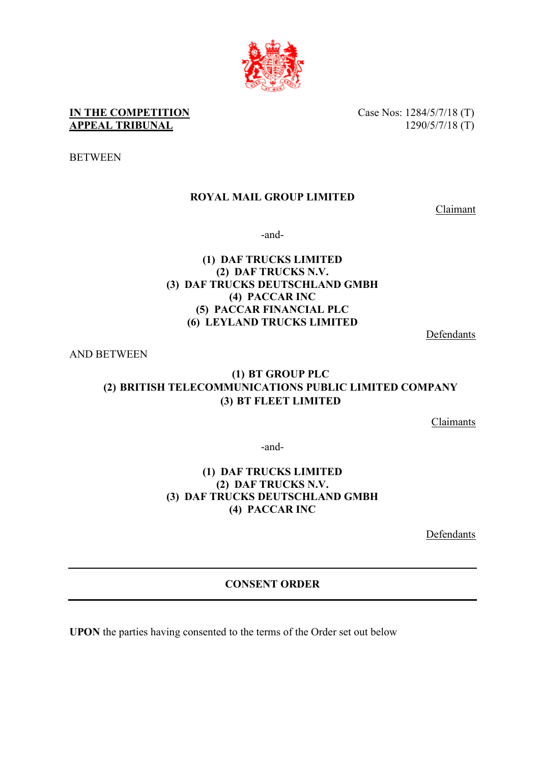**IN THE COMPETITION APPEAL TRIBUNAL**

Case Nos: 1284/5/7/18 (T)
1290/5/7/18 (T)

BETWEEN

**ROYAL MAIL GROUP LIMITED**

Claimant

-and-

**(1) DAF TRUCKS LIMITED**
**(2) DAF TRUCKS N.V.**
**(3) DAF TRUCKS DEUTSCHLAND GMBH**
**(4) PACCAR INC**
**(5) PACCAR FINANCIAL PLC**
**(6) LEYLAND TRUCKS LIMITED**

Defendants

AND BETWEEN

**(1) BT GROUP PLC**
**(2) BRITISH TELECOMMUNICATIONS PUBLIC LIMITED COMPANY**
**(3) BT FLEET LIMITED**

Claimants

-and-

**(1) DAF TRUCKS LIMITED**
**(2) DAF TRUCKS N.V.**
**(3) DAF TRUCKS DEUTSCHLAND GMBH**
**(4) PACCAR INC**

Defendants

---

## CONSENT ORDER

---

**UPON** the parties having consented to the terms of the Order set out below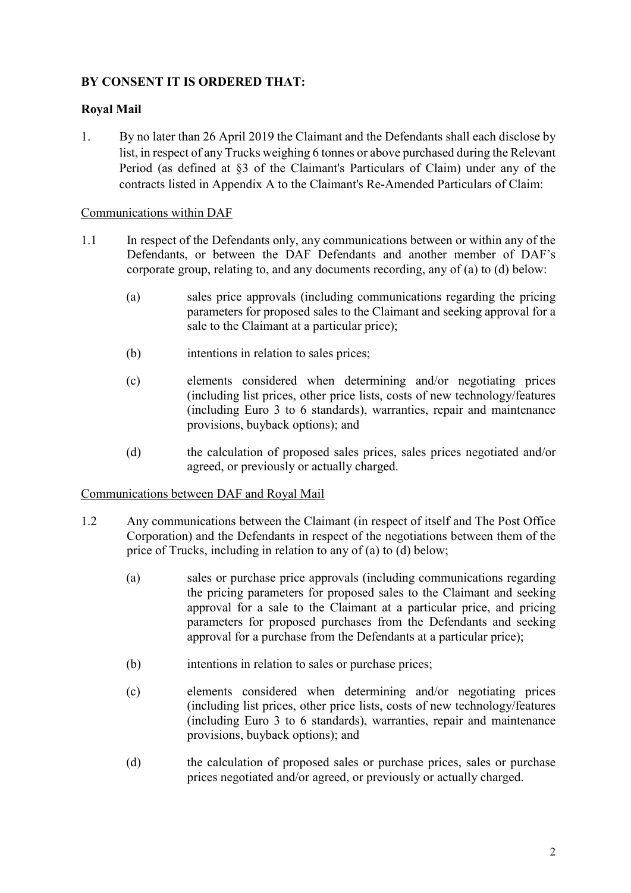**BY CONSENT IT IS ORDERED THAT:**

**Royal Mail**

1. By no later than 26 April 2019 the Claimant and the Defendants shall each disclose by list, in respect of any Trucks weighing 6 tonnes or above purchased during the Relevant Period (as defined at §3 of the Claimant's Particulars of Claim) under any of the contracts listed in Appendix A to the Claimant's Re-Amended Particulars of Claim:

<u>Communications within DAF</u>

1.1 In respect of the Defendants only, any communications between or within any of the Defendants, or between the DAF Defendants and another member of DAF's corporate group, relating to, and any documents recording, any of (a) to (d) below:

   (a) sales price approvals (including communications regarding the pricing parameters for proposed sales to the Claimant and seeking approval for a sale to the Claimant at a particular price);

   (b) intentions in relation to sales prices;

   (c) elements considered when determining and/or negotiating prices (including list prices, other price lists, costs of new technology/features (including Euro 3 to 6 standards), warranties, repair and maintenance provisions, buyback options); and

   (d) the calculation of proposed sales prices, sales prices negotiated and/or agreed, or previously or actually charged.

<u>Communications between DAF and Royal Mail</u>

1.2 Any communications between the Claimant (in respect of itself and The Post Office Corporation) and the Defendants in respect of the negotiations between them of the price of Trucks, including in relation to any of (a) to (d) below;

   (a) sales or purchase price approvals (including communications regarding the pricing parameters for proposed sales to the Claimant and seeking approval for a sale to the Claimant at a particular price, and pricing parameters for proposed purchases from the Defendants and seeking approval for a purchase from the Defendants at a particular price);

   (b) intentions in relation to sales or purchase prices;

   (c) elements considered when determining and/or negotiating prices (including list prices, other price lists, costs of new technology/features (including Euro 3 to 6 standards), warranties, repair and maintenance provisions, buyback options); and

   (d) the calculation of proposed sales or purchase prices, sales or purchase prices negotiated and/or agreed, or previously or actually charged.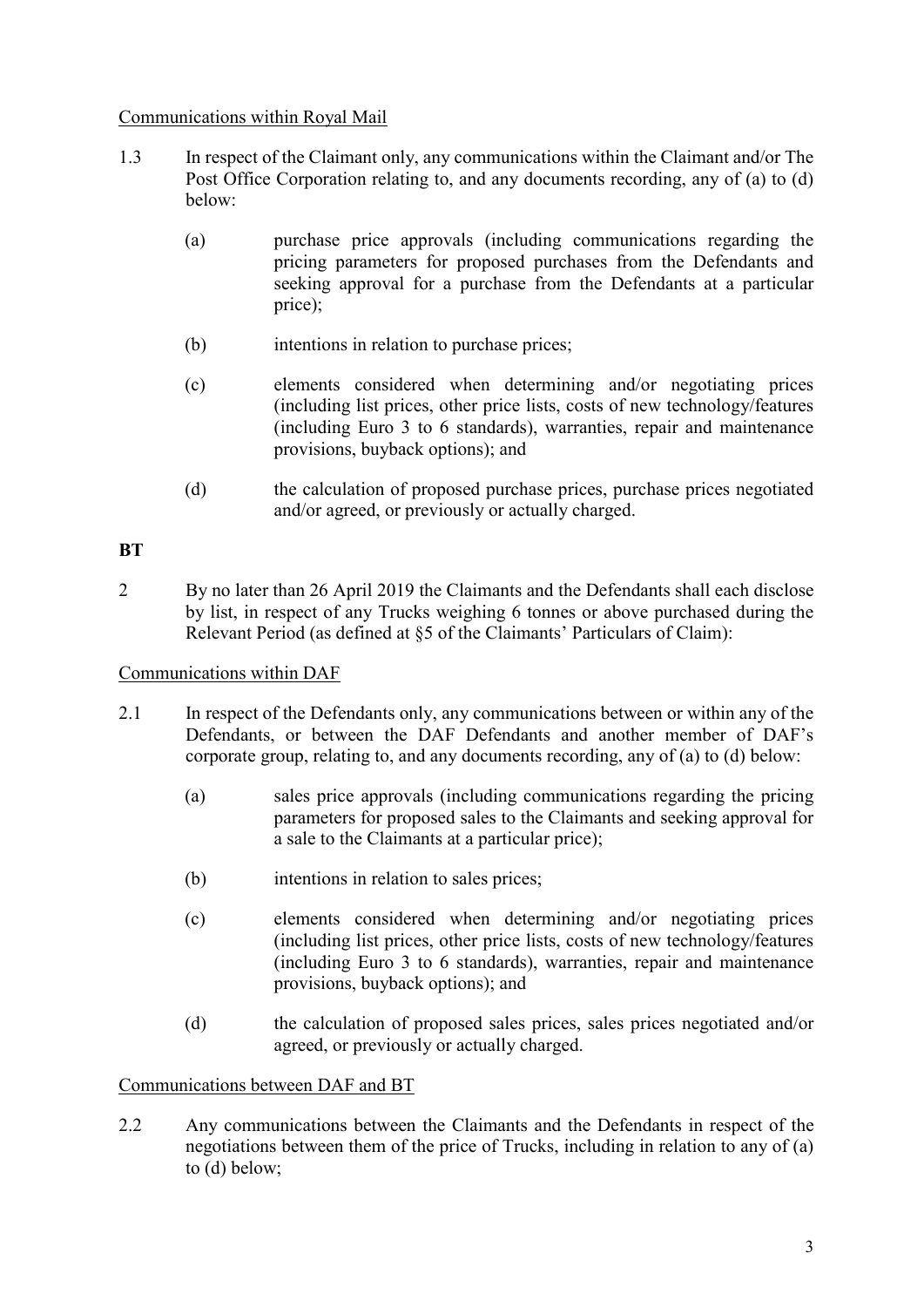Communications within Royal Mail

1.3 In respect of the Claimant only, any communications within the Claimant and/or The Post Office Corporation relating to, and any documents recording, any of (a) to (d) below:

   (a) purchase price approvals (including communications regarding the pricing parameters for proposed purchases from the Defendants and seeking approval for a purchase from the Defendants at a particular price);

   (b) intentions in relation to purchase prices;

   (c) elements considered when determining and/or negotiating prices (including list prices, other price lists, costs of new technology/features (including Euro 3 to 6 standards), warranties, repair and maintenance provisions, buyback options); and

   (d) the calculation of proposed purchase prices, purchase prices negotiated and/or agreed, or previously or actually charged.

**BT**

2 By no later than 26 April 2019 the Claimants and the Defendants shall each disclose by list, in respect of any Trucks weighing 6 tonnes or above purchased during the Relevant Period (as defined at §5 of the Claimants' Particulars of Claim):

Communications within DAF

2.1 In respect of the Defendants only, any communications between or within any of the Defendants, or between the DAF Defendants and another member of DAF's corporate group, relating to, and any documents recording, any of (a) to (d) below:

   (a) sales price approvals (including communications regarding the pricing parameters for proposed sales to the Claimants and seeking approval for a sale to the Claimants at a particular price);

   (b) intentions in relation to sales prices;

   (c) elements considered when determining and/or negotiating prices (including list prices, other price lists, costs of new technology/features (including Euro 3 to 6 standards), warranties, repair and maintenance provisions, buyback options); and

   (d) the calculation of proposed sales prices, sales prices negotiated and/or agreed, or previously or actually charged.

Communications between DAF and BT

2.2 Any communications between the Claimants and the Defendants in respect of the negotiations between them of the price of Trucks, including in relation to any of (a) to (d) below;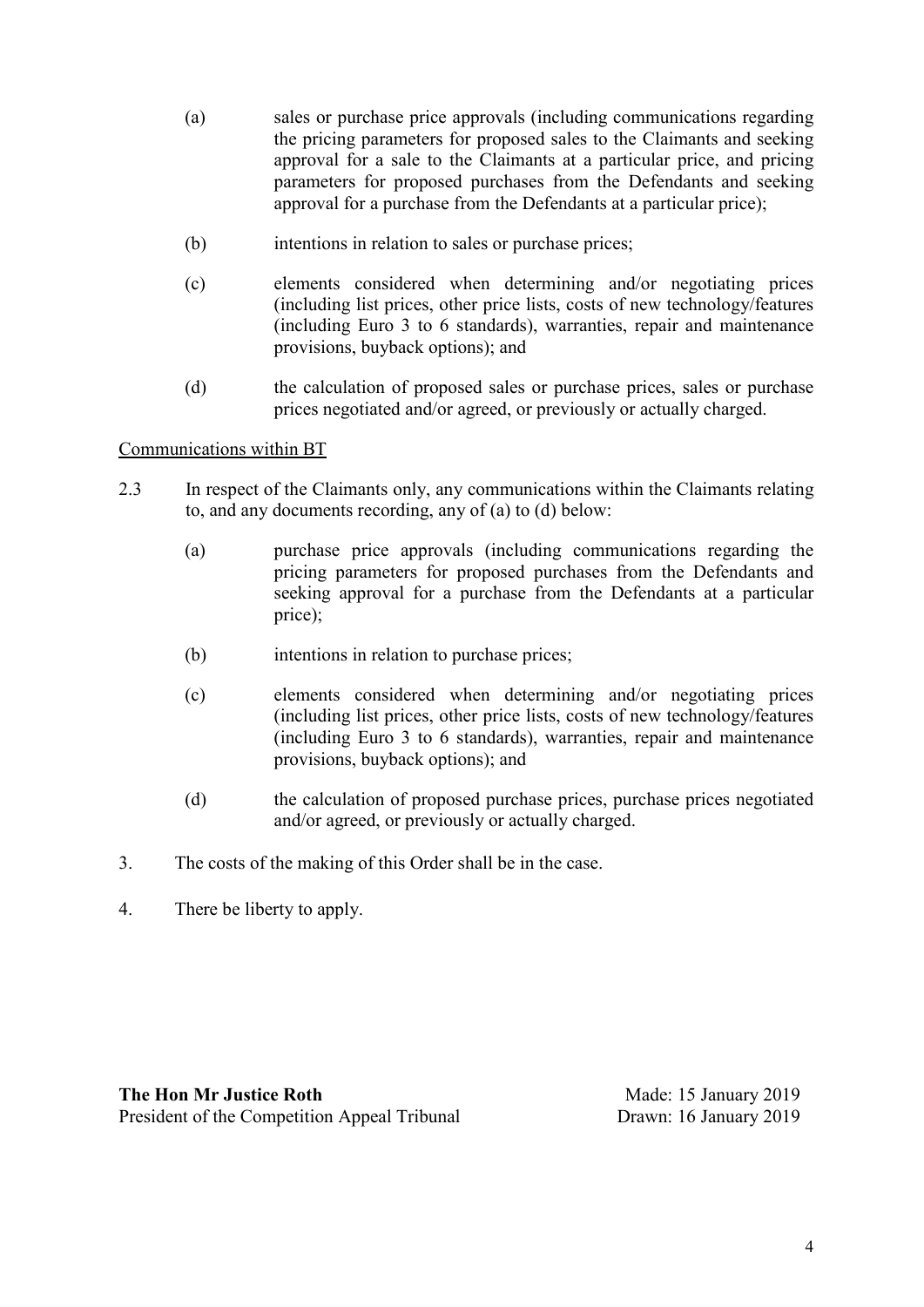(a) sales or purchase price approvals (including communications regarding the pricing parameters for proposed sales to the Claimants and seeking approval for a sale to the Claimants at a particular price, and pricing parameters for proposed purchases from the Defendants and seeking approval for a purchase from the Defendants at a particular price);

(b) intentions in relation to sales or purchase prices;

(c) elements considered when determining and/or negotiating prices (including list prices, other price lists, costs of new technology/features (including Euro 3 to 6 standards), warranties, repair and maintenance provisions, buyback options); and

(d) the calculation of proposed sales or purchase prices, sales or purchase prices negotiated and/or agreed, or previously or actually charged.

<u>Communications within BT</u>

2.3 In respect of the Claimants only, any communications within the Claimants relating to, and any documents recording, any of (a) to (d) below:

(a) purchase price approvals (including communications regarding the pricing parameters for proposed purchases from the Defendants and seeking approval for a purchase from the Defendants at a particular price);

(b) intentions in relation to purchase prices;

(c) elements considered when determining and/or negotiating prices (including list prices, other price lists, costs of new technology/features (including Euro 3 to 6 standards), warranties, repair and maintenance provisions, buyback options); and

(d) the calculation of proposed purchase prices, purchase prices negotiated and/or agreed, or previously or actually charged.

3. The costs of the making of this Order shall be in the case.

4. There be liberty to apply.

**The Hon Mr Justice Roth**
President of the Competition Appeal Tribunal

Made: 15 January 2019
Drawn: 16 January 2019